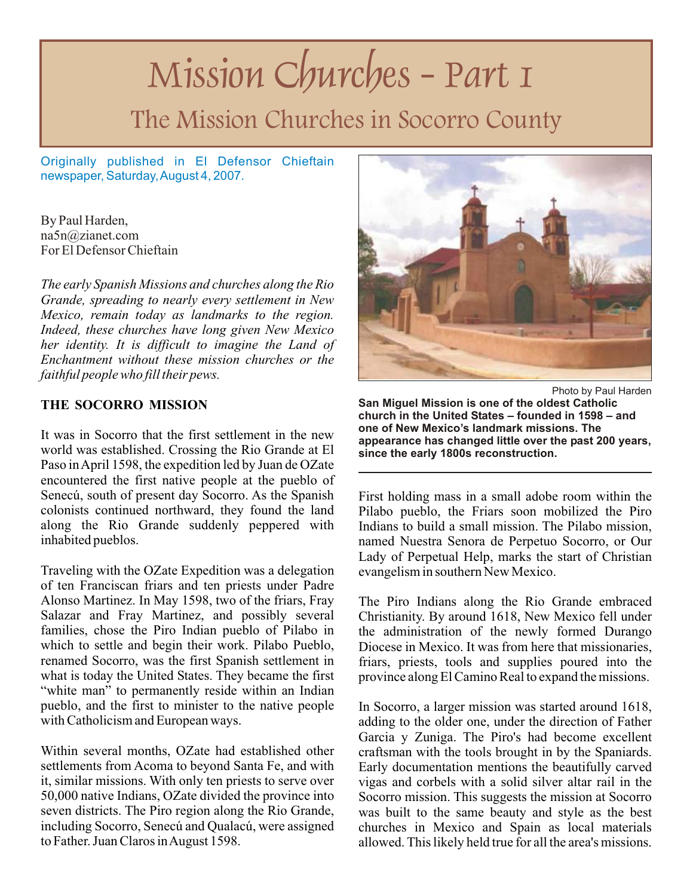# Mission Churches - Part I

## The Mission Churches in Socorro County

Originally published in El Defensor Chieftain newspaper, Saturday, August 4, 2007.

By Paul Harden,
na5n@zianet.com
For El Defensor Chieftain

*The early Spanish Missions and churches along the Rio Grande, spreading to nearly every settlement in New Mexico, remain today as landmarks to the region. Indeed, these churches have long given New Mexico her identity. It is difficult to imagine the Land of Enchantment without these mission churches or the faithful people who fill their pews.*

### THE SOCORRO MISSION

It was in Socorro that the first settlement in the new world was established. Crossing the Rio Grande at El Paso in April 1598, the expedition led by Juan de OZate encountered the first native people at the pueblo of Senecú, south of present day Socorro. As the Spanish colonists continued northward, they found the land along the Rio Grande suddenly peppered with inhabited pueblos.

Traveling with the OZate Expedition was a delegation of ten Franciscan friars and ten priests under Padre Alonso Martinez. In May 1598, two of the friars, Fray Salazar and Fray Martinez, and possibly several families, chose the Piro Indian pueblo of Pilabo in which to settle and begin their work. Pilabo Pueblo, renamed Socorro, was the first Spanish settlement in what is today the United States. They became the first "white man" to permanently reside within an Indian pueblo, and the first to minister to the native people with Catholicism and European ways.

Within several months, OZate had established other settlements from Acoma to beyond Santa Fe, and with it, similar missions. With only ten priests to serve over 50,000 native Indians, OZate divided the province into seven districts. The Piro region along the Rio Grande, including Socorro, Senecú and Qualacú, were assigned to Father. Juan Claros in August 1598.

Photo by Paul Harden

**San Miguel Mission is one of the oldest Catholic church in the United States – founded in 1598 – and one of New Mexico's landmark missions. The appearance has changed little over the past 200 years, since the early 1800s reconstruction.**

First holding mass in a small adobe room within the Pilabo pueblo, the Friars soon mobilized the Piro Indians to build a small mission. The Pilabo mission, named Nuestra Senora de Perpetuo Socorro, or Our Lady of Perpetual Help, marks the start of Christian evangelism in southern New Mexico.

The Piro Indians along the Rio Grande embraced Christianity. By around 1618, New Mexico fell under the administration of the newly formed Durango Diocese in Mexico. It was from here that missionaries, friars, priests, tools and supplies poured into the province along El Camino Real to expand the missions.

In Socorro, a larger mission was started around 1618, adding to the older one, under the direction of Father Garcia y Zuniga. The Piro's had become excellent craftsman with the tools brought in by the Spaniards. Early documentation mentions the beautifully carved vigas and corbels with a solid silver altar rail in the Socorro mission. This suggests the mission at Socorro was built to the same beauty and style as the best churches in Mexico and Spain as local materials allowed. This likely held true for all the area's missions.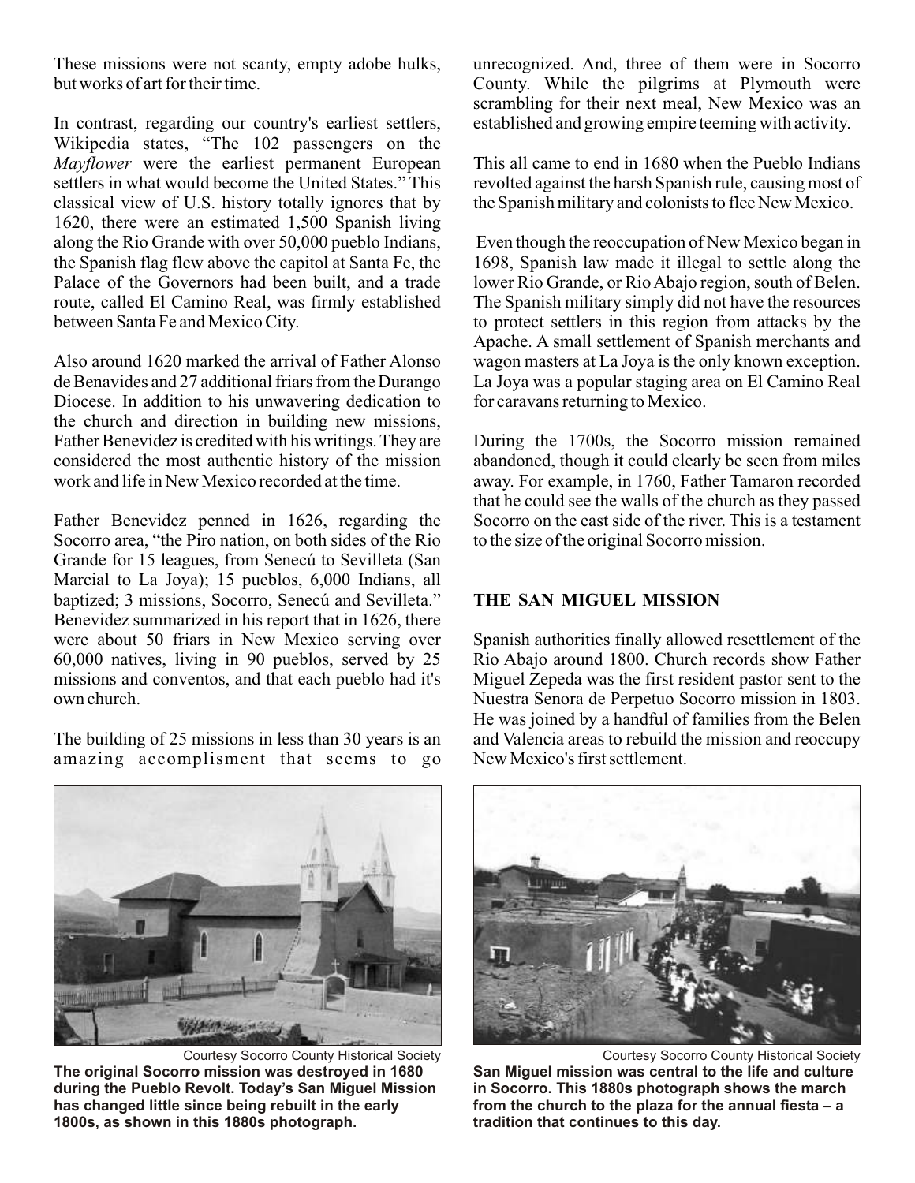These missions were not scanty, empty adobe hulks, but works of art for their time.

In contrast, regarding our country's earliest settlers, Wikipedia states, "The 102 passengers on the *Mayflower* were the earliest permanent European settlers in what would become the United States." This classical view of U.S. history totally ignores that by 1620, there were an estimated 1,500 Spanish living along the Rio Grande with over 50,000 pueblo Indians, the Spanish flag flew above the capitol at Santa Fe, the Palace of the Governors had been built, and a trade route, called El Camino Real, was firmly established between Santa Fe and Mexico City.

Also around 1620 marked the arrival of Father Alonso de Benavides and 27 additional friars from the Durango Diocese. In addition to his unwavering dedication to the church and direction in building new missions, Father Benevidez is credited with his writings. They are considered the most authentic history of the mission work and life in New Mexico recorded at the time.

Father Benevidez penned in 1626, regarding the Socorro area, "the Piro nation, on both sides of the Rio Grande for 15 leagues, from Senecú to Sevilleta (San Marcial to La Joya); 15 pueblos, 6,000 Indians, all baptized; 3 missions, Socorro, Senecú and Sevilleta." Benevidez summarized in his report that in 1626, there were about 50 friars in New Mexico serving over 60,000 natives, living in 90 pueblos, served by 25 missions and conventos, and that each pueblo had it's own church.

The building of 25 missions in less than 30 years is an amazing accomplisment that seems to go unrecognized. And, three of them were in Socorro County. While the pilgrims at Plymouth were scrambling for their next meal, New Mexico was an established and growing empire teeming with activity.

This all came to end in 1680 when the Pueblo Indians revolted against the harsh Spanish rule, causing most of the Spanish military and colonists to flee New Mexico.

Even though the reoccupation of New Mexico began in 1698, Spanish law made it illegal to settle along the lower Rio Grande, or Rio Abajo region, south of Belen. The Spanish military simply did not have the resources to protect settlers in this region from attacks by the Apache. A small settlement of Spanish merchants and wagon masters at La Joya is the only known exception. La Joya was a popular staging area on El Camino Real for caravans returning to Mexico.

During the 1700s, the Socorro mission remained abandoned, though it could clearly be seen from miles away. For example, in 1760, Father Tamaron recorded that he could see the walls of the church as they passed Socorro on the east side of the river. This is a testament to the size of the original Socorro mission.

### THE SAN MIGUEL MISSION

Spanish authorities finally allowed resettlement of the Rio Abajo around 1800. Church records show Father Miguel Zepeda was the first resident pastor sent to the Nuestra Senora de Perpetuo Socorro mission in 1803. He was joined by a handful of families from the Belen and Valencia areas to rebuild the mission and reoccupy New Mexico's first settlement.

Courtesy Socorro County Historical Society

**The original Socorro mission was destroyed in 1680 during the Pueblo Revolt. Today's San Miguel Mission has changed little since being rebuilt in the early 1800s, as shown in this 1880s photograph.**

Courtesy Socorro County Historical Society

**San Miguel mission was central to the life and culture in Socorro. This 1880s photograph shows the march from the church to the plaza for the annual fiesta – a tradition that continues to this day.**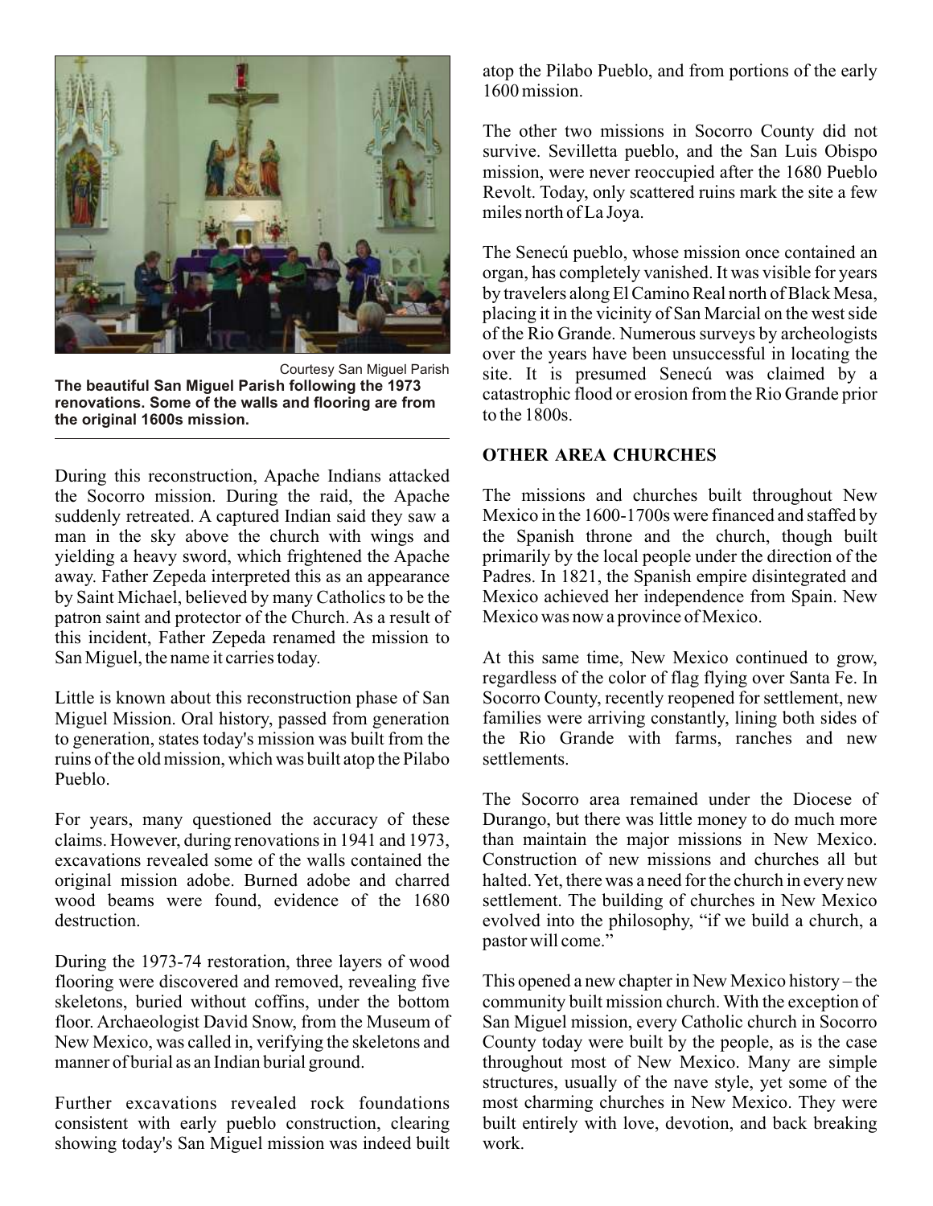Courtesy San Miguel Parish

**The beautiful San Miguel Parish following the 1973 renovations. Some of the walls and flooring are from the original 1600s mission.**

During this reconstruction, Apache Indians attacked the Socorro mission. During the raid, the Apache suddenly retreated. A captured Indian said they saw a man in the sky above the church with wings and yielding a heavy sword, which frightened the Apache away. Father Zepeda interpreted this as an appearance by Saint Michael, believed by many Catholics to be the patron saint and protector of the Church. As a result of this incident, Father Zepeda renamed the mission to San Miguel, the name it carries today.

Little is known about this reconstruction phase of San Miguel Mission. Oral history, passed from generation to generation, states today's mission was built from the ruins of the old mission, which was built atop the Pilabo Pueblo.

For years, many questioned the accuracy of these claims. However, during renovations in 1941 and 1973, excavations revealed some of the walls contained the original mission adobe. Burned adobe and charred wood beams were found, evidence of the 1680 destruction.

During the 1973-74 restoration, three layers of wood flooring were discovered and removed, revealing five skeletons, buried without coffins, under the bottom floor. Archaeologist David Snow, from the Museum of New Mexico, was called in, verifying the skeletons and manner of burial as an Indian burial ground.

Further excavations revealed rock foundations consistent with early pueblo construction, clearing showing today's San Miguel mission was indeed built atop the Pilabo Pueblo, and from portions of the early 1600 mission.

The other two missions in Socorro County did not survive. Sevilletta pueblo, and the San Luis Obispo mission, were never reoccupied after the 1680 Pueblo Revolt. Today, only scattered ruins mark the site a few miles north of La Joya.

The Senecú pueblo, whose mission once contained an organ, has completely vanished. It was visible for years by travelers along El Camino Real north of Black Mesa, placing it in the vicinity of San Marcial on the west side of the Rio Grande. Numerous surveys by archeologists over the years have been unsuccessful in locating the site. It is presumed Senecú was claimed by a catastrophic flood or erosion from the Rio Grande prior to the 1800s.

## OTHER AREA CHURCHES

The missions and churches built throughout New Mexico in the 1600-1700s were financed and staffed by the Spanish throne and the church, though built primarily by the local people under the direction of the Padres. In 1821, the Spanish empire disintegrated and Mexico achieved her independence from Spain. New Mexico was now a province of Mexico.

At this same time, New Mexico continued to grow, regardless of the color of flag flying over Santa Fe. In Socorro County, recently reopened for settlement, new families were arriving constantly, lining both sides of the Rio Grande with farms, ranches and new settlements.

The Socorro area remained under the Diocese of Durango, but there was little money to do much more than maintain the major missions in New Mexico. Construction of new missions and churches all but halted. Yet, there was a need for the church in every new settlement. The building of churches in New Mexico evolved into the philosophy, "if we build a church, a pastor will come."

This opened a new chapter in New Mexico history – the community built mission church. With the exception of San Miguel mission, every Catholic church in Socorro County today were built by the people, as is the case throughout most of New Mexico. Many are simple structures, usually of the nave style, yet some of the most charming churches in New Mexico. They were built entirely with love, devotion, and back breaking work.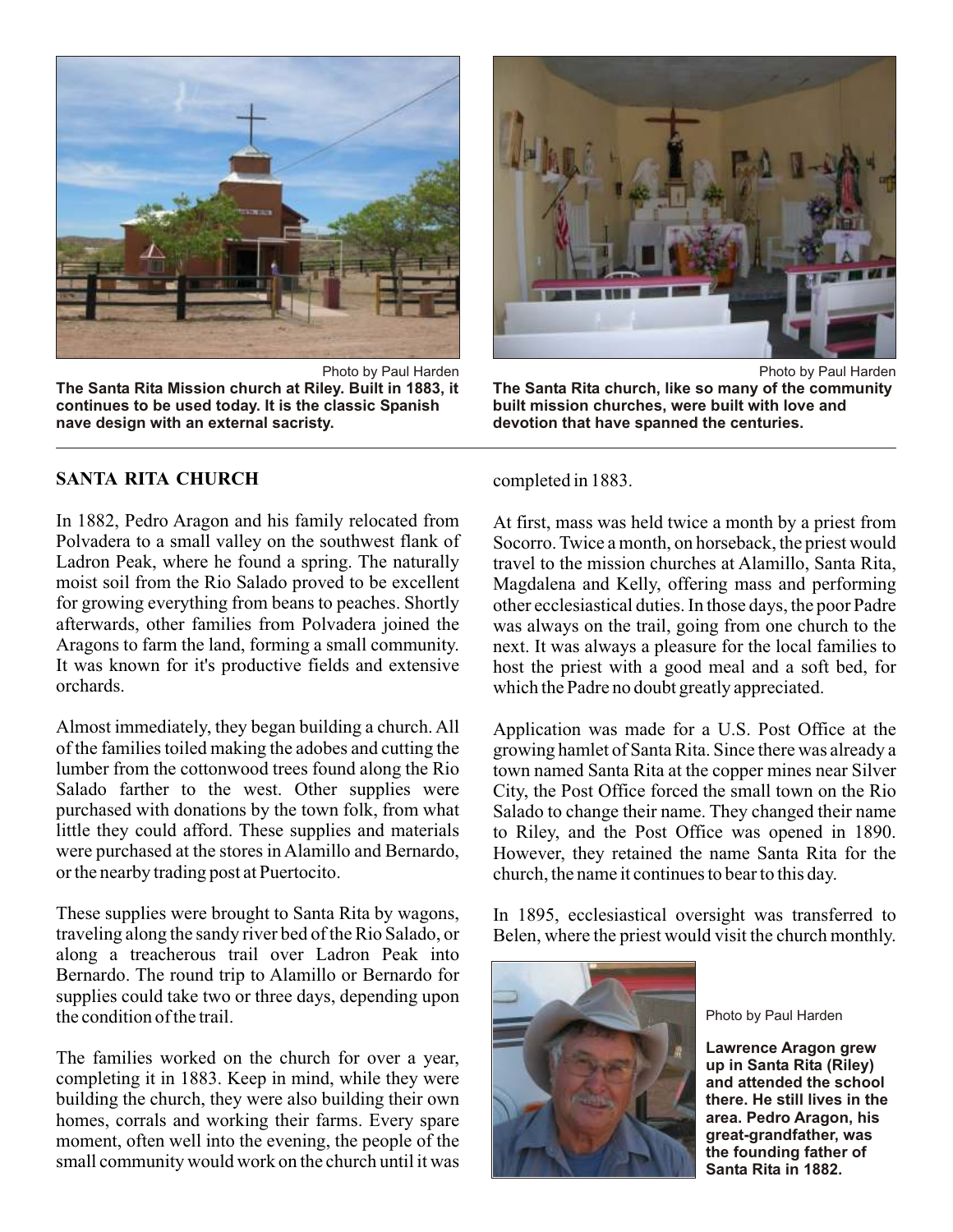Photo by Paul Harden

**The Santa Rita Mission church at Riley. Built in 1883, it continues to be used today. It is the classic Spanish nave design with an external sacristy.**

Photo by Paul Harden

**The Santa Rita church, like so many of the community built mission churches, were built with love and devotion that have spanned the centuries.**

## SANTA RITA CHURCH

In 1882, Pedro Aragon and his family relocated from Polvadera to a small valley on the southwest flank of Ladron Peak, where he found a spring. The naturally moist soil from the Rio Salado proved to be excellent for growing everything from beans to peaches. Shortly afterwards, other families from Polvadera joined the Aragons to farm the land, forming a small community. It was known for it's productive fields and extensive orchards.

Almost immediately, they began building a church. All of the families toiled making the adobes and cutting the lumber from the cottonwood trees found along the Rio Salado farther to the west. Other supplies were purchased with donations by the town folk, from what little they could afford. These supplies and materials were purchased at the stores in Alamillo and Bernardo, or the nearby trading post at Puertocito.

These supplies were brought to Santa Rita by wagons, traveling along the sandy river bed of the Rio Salado, or along a treacherous trail over Ladron Peak into Bernardo. The round trip to Alamillo or Bernardo for supplies could take two or three days, depending upon the condition of the trail.

The families worked on the church for over a year, completing it in 1883. Keep in mind, while they were building the church, they were also building their own homes, corrals and working their farms. Every spare moment, often well into the evening, the people of the small community would work on the church until it was completed in 1883.

At first, mass was held twice a month by a priest from Socorro. Twice a month, on horseback, the priest would travel to the mission churches at Alamillo, Santa Rita, Magdalena and Kelly, offering mass and performing other ecclesiastical duties. In those days, the poor Padre was always on the trail, going from one church to the next. It was always a pleasure for the local families to host the priest with a good meal and a soft bed, for which the Padre no doubt greatly appreciated.

Application was made for a U.S. Post Office at the growing hamlet of Santa Rita. Since there was already a town named Santa Rita at the copper mines near Silver City, the Post Office forced the small town on the Rio Salado to change their name. They changed their name to Riley, and the Post Office was opened in 1890. However, they retained the name Santa Rita for the church, the name it continues to bear to this day.

In 1895, ecclesiastical oversight was transferred to Belen, where the priest would visit the church monthly.

Photo by Paul Harden

**Lawrence Aragon grew up in Santa Rita (Riley) and attended the school there. He still lives in the area. Pedro Aragon, his great-grandfather, was the founding father of Santa Rita in 1882.**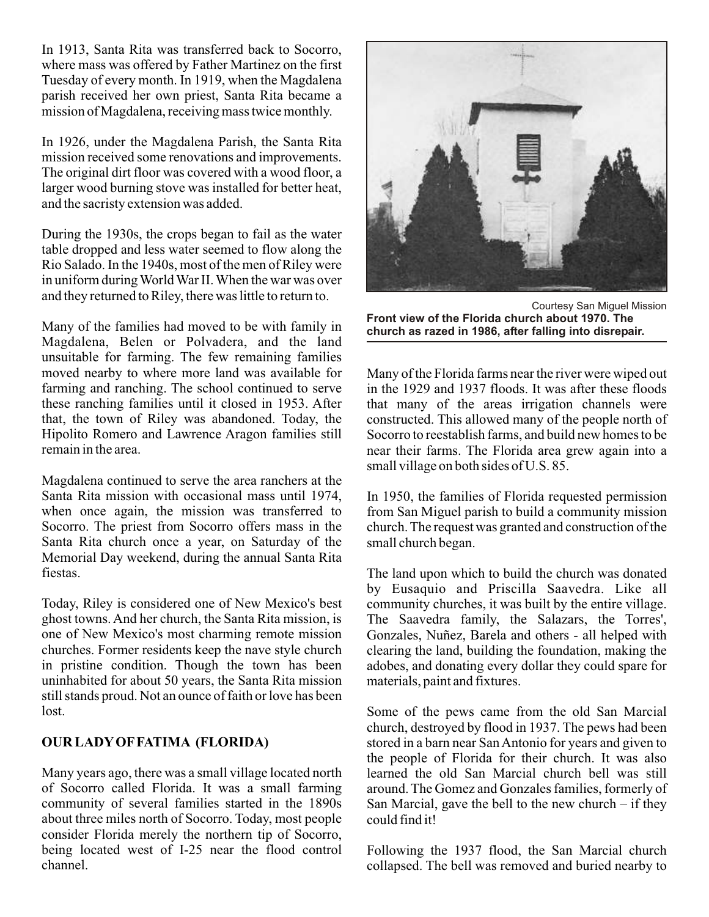In 1913, Santa Rita was transferred back to Socorro, where mass was offered by Father Martinez on the first Tuesday of every month. In 1919, when the Magdalena parish received her own priest, Santa Rita became a mission of Magdalena, receiving mass twice monthly.

In 1926, under the Magdalena Parish, the Santa Rita mission received some renovations and improvements. The original dirt floor was covered with a wood floor, a larger wood burning stove was installed for better heat, and the sacristy extension was added.

During the 1930s, the crops began to fail as the water table dropped and less water seemed to flow along the Rio Salado. In the 1940s, most of the men of Riley were in uniform during World War II. When the war was over and they returned to Riley, there was little to return to.

Many of the families had moved to be with family in Magdalena, Belen or Polvadera, and the land unsuitable for farming. The few remaining families moved nearby to where more land was available for farming and ranching. The school continued to serve these ranching families until it closed in 1953. After that, the town of Riley was abandoned. Today, the Hipolito Romero and Lawrence Aragon families still remain in the area.

Magdalena continued to serve the area ranchers at the Santa Rita mission with occasional mass until 1974, when once again, the mission was transferred to Socorro. The priest from Socorro offers mass in the Santa Rita church once a year, on Saturday of the Memorial Day weekend, during the annual Santa Rita fiestas.

Today, Riley is considered one of New Mexico's best ghost towns. And her church, the Santa Rita mission, is one of New Mexico's most charming remote mission churches. Former residents keep the nave style church in pristine condition. Though the town has been uninhabited for about 50 years, the Santa Rita mission still stands proud. Not an ounce of faith or love has been lost.

## OUR LADY OF FATIMA (FLORIDA)

Many years ago, there was a small village located north of Socorro called Florida. It was a small farming community of several families started in the 1890s about three miles north of Socorro. Today, most people consider Florida merely the northern tip of Socorro, being located west of I-25 near the flood control channel.

Courtesy San Miguel Mission

**Front view of the Florida church about 1970. The church as razed in 1986, after falling into disrepair.**

Many of the Florida farms near the river were wiped out in the 1929 and 1937 floods. It was after these floods that many of the areas irrigation channels were constructed. This allowed many of the people north of Socorro to reestablish farms, and build new homes to be near their farms. The Florida area grew again into a small village on both sides of U.S. 85.

In 1950, the families of Florida requested permission from San Miguel parish to build a community mission church. The request was granted and construction of the small church began.

The land upon which to build the church was donated by Eusaquio and Priscilla Saavedra. Like all community churches, it was built by the entire village. The Saavedra family, the Salazars, the Torres', Gonzales, Nuñez, Barela and others - all helped with clearing the land, building the foundation, making the adobes, and donating every dollar they could spare for materials, paint and fixtures.

Some of the pews came from the old San Marcial church, destroyed by flood in 1937. The pews had been stored in a barn near San Antonio for years and given to the people of Florida for their church. It was also learned the old San Marcial church bell was still around. The Gomez and Gonzales families, formerly of San Marcial, gave the bell to the new church – if they could find it!

Following the 1937 flood, the San Marcial church collapsed. The bell was removed and buried nearby to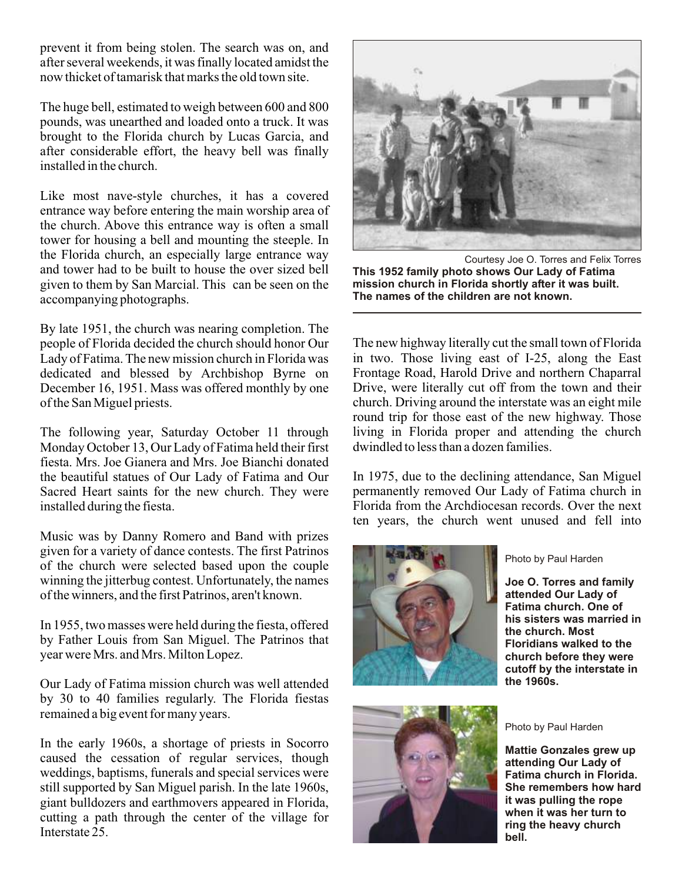prevent it from being stolen. The search was on, and after several weekends, it was finally located amidst the now thicket of tamarisk that marks the old town site.

The huge bell, estimated to weigh between 600 and 800 pounds, was unearthed and loaded onto a truck. It was brought to the Florida church by Lucas Garcia, and after considerable effort, the heavy bell was finally installed in the church.

Like most nave-style churches, it has a covered entrance way before entering the main worship area of the church. Above this entrance way is often a small tower for housing a bell and mounting the steeple. In the Florida church, an especially large entrance way and tower had to be built to house the over sized bell given to them by San Marcial. This can be seen on the accompanying photographs.

By late 1951, the church was nearing completion. The people of Florida decided the church should honor Our Lady of Fatima. The new mission church in Florida was dedicated and blessed by Archbishop Byrne on December 16, 1951. Mass was offered monthly by one of the San Miguel priests.

The following year, Saturday October 11 through Monday October 13, Our Lady of Fatima held their first fiesta. Mrs. Joe Gianera and Mrs. Joe Bianchi donated the beautiful statues of Our Lady of Fatima and Our Sacred Heart saints for the new church. They were installed during the fiesta.

Music was by Danny Romero and Band with prizes given for a variety of dance contests. The first Patrinos of the church were selected based upon the couple winning the jitterbug contest. Unfortunately, the names of the winners, and the first Patrinos, aren't known.

In 1955, two masses were held during the fiesta, offered by Father Louis from San Miguel. The Patrinos that year were Mrs. and Mrs. Milton Lopez.

Our Lady of Fatima mission church was well attended by 30 to 40 families regularly. The Florida fiestas remained a big event for many years.

In the early 1960s, a shortage of priests in Socorro caused the cessation of regular services, though weddings, baptisms, funerals and special services were still supported by San Miguel parish. In the late 1960s, giant bulldozers and earthmovers appeared in Florida, cutting a path through the center of the village for Interstate 25.

Courtesy Joe O. Torres and Felix Torres

**This 1952 family photo shows Our Lady of Fatima mission church in Florida shortly after it was built. The names of the children are not known.**

The new highway literally cut the small town of Florida in two. Those living east of I-25, along the East Frontage Road, Harold Drive and northern Chaparral Drive, were literally cut off from the town and their church. Driving around the interstate was an eight mile round trip for those east of the new highway. Those living in Florida proper and attending the church dwindled to less than a dozen families.

In 1975, due to the declining attendance, San Miguel permanently removed Our Lady of Fatima church in Florida from the Archdiocesan records. Over the next ten years, the church went unused and fell into

Photo by Paul Harden

**Joe O. Torres and family attended Our Lady of Fatima church. One of his sisters was married in the church. Most Floridians walked to the church before they were cutoff by the interstate in the 1960s.**

Photo by Paul Harden

**Mattie Gonzales grew up attending Our Lady of Fatima church in Florida. She remembers how hard it was pulling the rope when it was her turn to ring the heavy church bell.**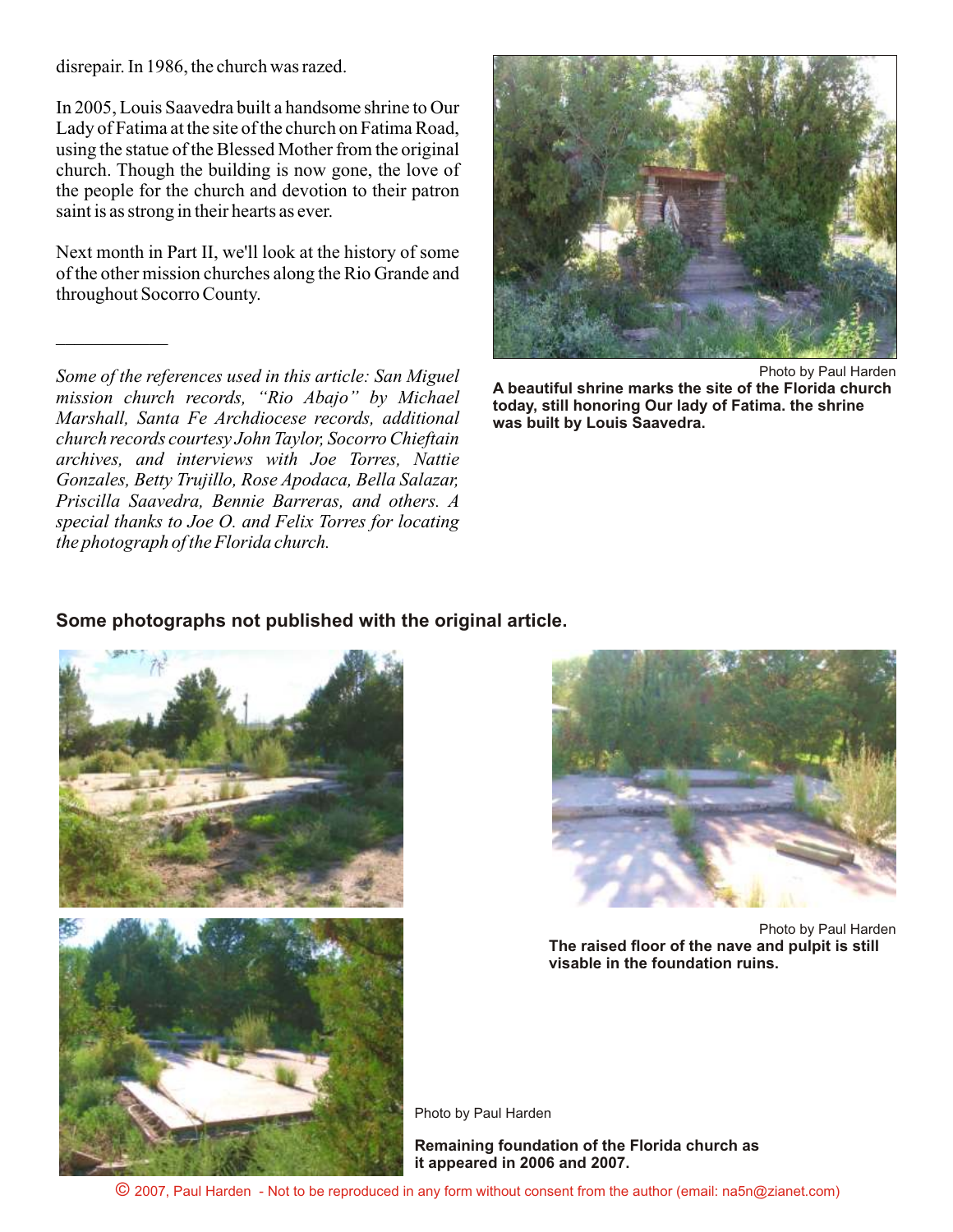disrepair. In 1986, the church was razed.

In 2005, Louis Saavedra built a handsome shrine to Our Lady of Fatima at the site of the church on Fatima Road, using the statue of the Blessed Mother from the original church. Though the building is now gone, the love of the people for the church and devotion to their patron saint is as strong in their hearts as ever.

Next month in Part II, we'll look at the history of some of the other mission churches along the Rio Grande and throughout Socorro County.

---

*Some of the references used in this article: San Miguel mission church records, "Rio Abajo" by Michael Marshall, Santa Fe Archdiocese records, additional church records courtesy John Taylor, Socorro Chieftain archives, and interviews with Joe Torres, Nattie Gonzales, Betty Trujillo, Rose Apodaca, Bella Salazar, Priscilla Saavedra, Bennie Barreras, and others. A special thanks to Joe O. and Felix Torres for locating the photograph of the Florida church.*

Photo by Paul Harden

**A beautiful shrine marks the site of the Florida church today, still honoring Our lady of Fatima. the shrine was built by Louis Saavedra.**

**Some photographs not published with the original article.**

Photo by Paul Harden

**The raised floor of the nave and pulpit is still visable in the foundation ruins.**

Photo by Paul Harden

**Remaining foundation of the Florida church as it appeared in 2006 and 2007.**

© 2007, Paul Harden - Not to be reproduced in any form without consent from the author (email: na5n@zianet.com)